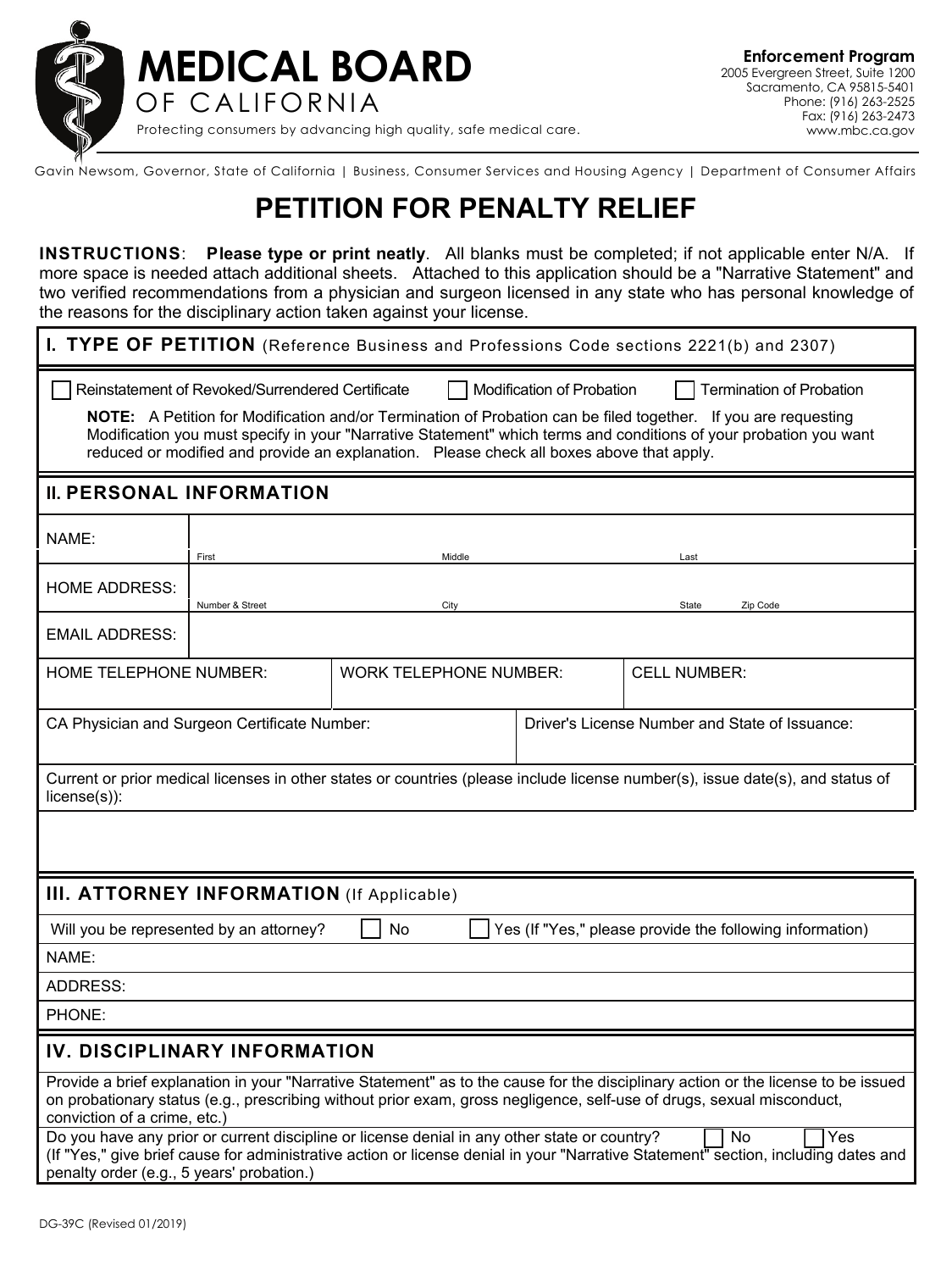# MEDICAL BOARD OF CALIFORNIA

Protecting consumers by advancing high quality, safe medical care.

**Enforcement Program**
2005 Evergreen Street, Suite 1200
Sacramento, CA 95815-5401
Phone: (916) 263-2525
Fax: (916) 263-2473
www.mbc.ca.gov

Gavin Newsom, Governor, State of California | Business, Consumer Services and Housing Agency | Department of Consumer Affairs

# PETITION FOR PENALTY RELIEF

**INSTRUCTIONS**: **Please type or print neatly**. All blanks must be completed; if not applicable enter N/A. If more space is needed attach additional sheets. Attached to this application should be a "Narrative Statement" and two verified recommendations from a physician and surgeon licensed in any state who has personal knowledge of the reasons for the disciplinary action taken against your license.

## I. TYPE OF PETITION (Reference Business and Professions Code sections 2221(b) and 2307)

☐ Reinstatement of Revoked/Surrendered Certificate ☐ Modification of Probation ☐ Termination of Probation

**NOTE:** A Petition for Modification and/or Termination of Probation can be filed together. If you are requesting Modification you must specify in your "Narrative Statement" which terms and conditions of your probation you want reduced or modified and provide an explanation. Please check all boxes above that apply.

## II. PERSONAL INFORMATION

| | | | |
|---|---|---|---|
| NAME: | First | Middle | Last |
| HOME ADDRESS: | Number & Street | City | State Zip Code |
| EMAIL ADDRESS: | | | |

| HOME TELEPHONE NUMBER: | WORK TELEPHONE NUMBER: | CELL NUMBER: |
|---|---|---|
| | | |

| CA Physician and Surgeon Certificate Number: | Driver's License Number and State of Issuance: |
|---|---|
| | |

Current or prior medical licenses in other states or countries (please include license number(s), issue date(s), and status of license(s)):

## III. ATTORNEY INFORMATION (If Applicable)

Will you be represented by an attorney? ☐ No ☐ Yes (If "Yes," please provide the following information)

NAME:

ADDRESS:

PHONE:

## IV. DISCIPLINARY INFORMATION

Provide a brief explanation in your "Narrative Statement" as to the cause for the disciplinary action or the license to be issued on probationary status (e.g., prescribing without prior exam, gross negligence, self-use of drugs, sexual misconduct, conviction of a crime, etc.)

Do you have any prior or current discipline or license denial in any other state or country? ☐ No ☐ Yes
(If "Yes," give brief cause for administrative action or license denial in your "Narrative Statement" section, including dates and penalty order (e.g., 5 years' probation.)

DG-39C (Revised 01/2019)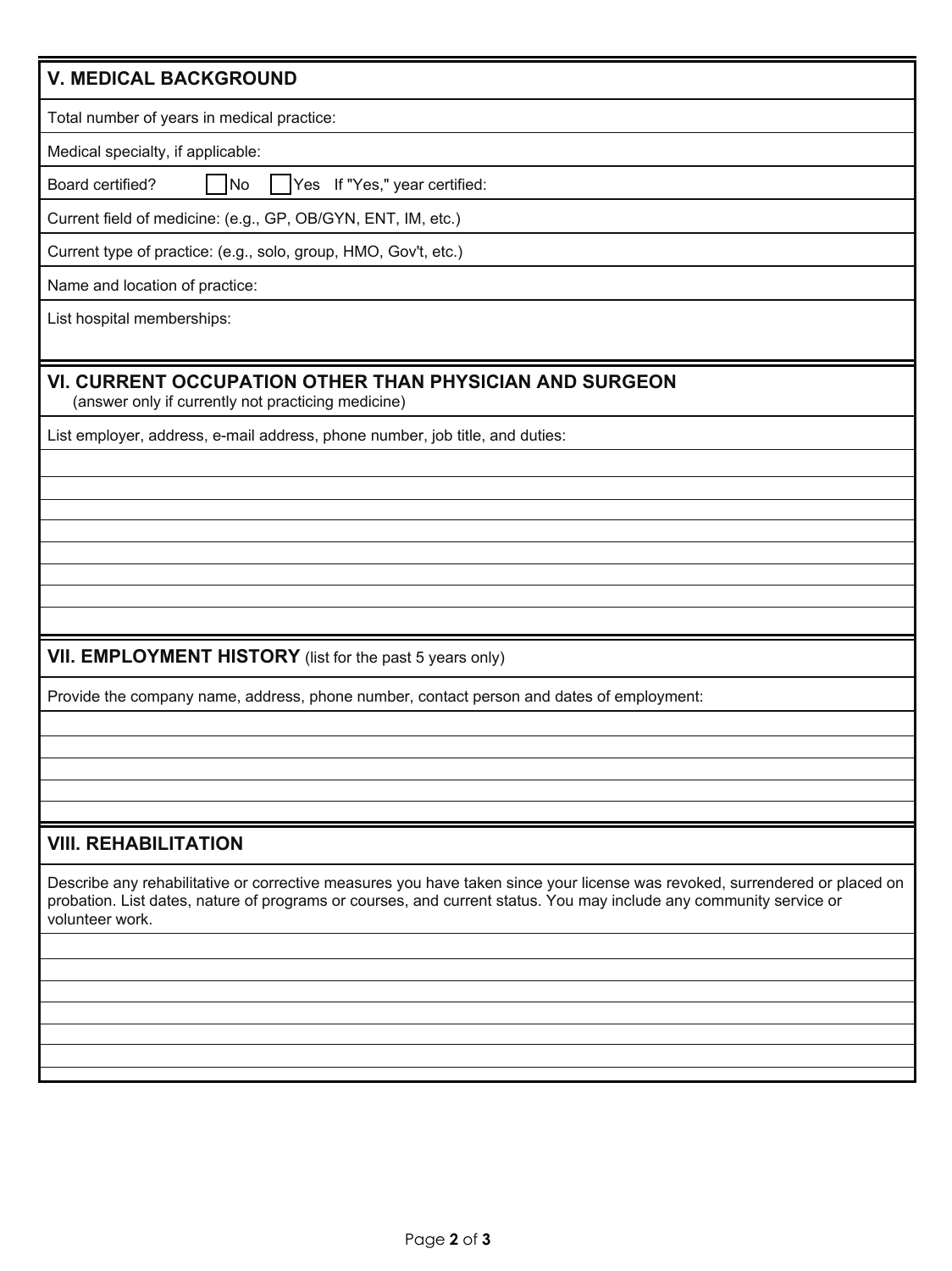## V. MEDICAL BACKGROUND

Total number of years in medical practice:

Medical specialty, if applicable:

Board certified? ☐ No ☐ Yes If "Yes," year certified:

Current field of medicine: (e.g., GP, OB/GYN, ENT, IM, etc.)

Current type of practice: (e.g., solo, group, HMO, Gov't, etc.)

Name and location of practice:

List hospital memberships:

## VI. CURRENT OCCUPATION OTHER THAN PHYSICIAN AND SURGEON

(answer only if currently not practicing medicine)

List employer, address, e-mail address, phone number, job title, and duties:

## VII. EMPLOYMENT HISTORY (list for the past 5 years only)

Provide the company name, address, phone number, contact person and dates of employment:

## VIII. REHABILITATION

Describe any rehabilitative or corrective measures you have taken since your license was revoked, surrendered or placed on probation. List dates, nature of programs or courses, and current status. You may include any community service or volunteer work.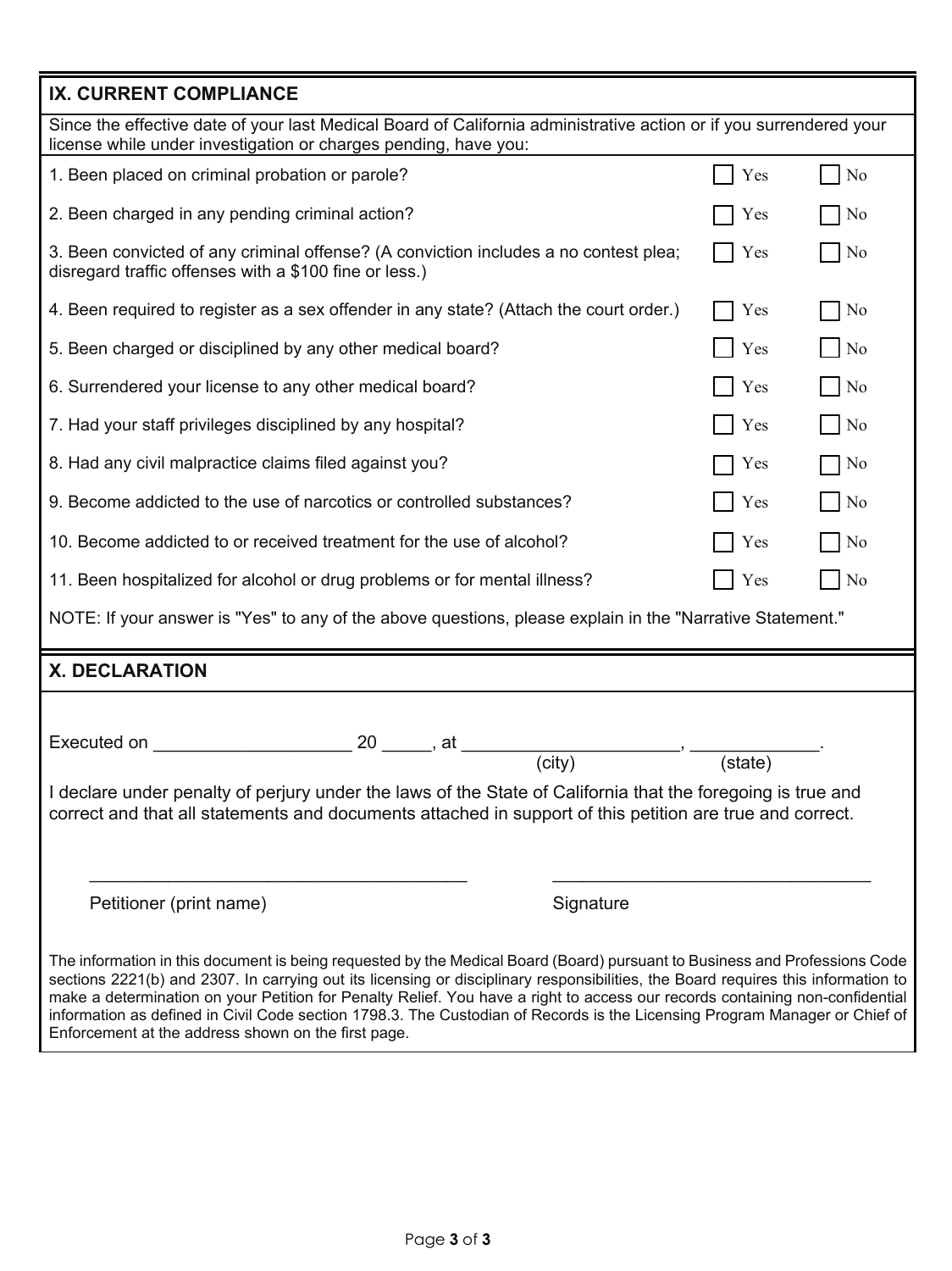## IX. CURRENT COMPLIANCE

Since the effective date of your last Medical Board of California administrative action or if you surrendered your license while under investigation or charges pending, have you:

| | | |
|---|---|---|
| 1. Been placed on criminal probation or parole? | ☐ Yes | ☐ No |
| 2. Been charged in any pending criminal action? | ☐ Yes | ☐ No |
| 3. Been convicted of any criminal offense? (A conviction includes a no contest plea; disregard traffic offenses with a $100 fine or less.) | ☐ Yes | ☐ No |
| 4. Been required to register as a sex offender in any state? (Attach the court order.) | ☐ Yes | ☐ No |
| 5. Been charged or disciplined by any other medical board? | ☐ Yes | ☐ No |
| 6. Surrendered your license to any other medical board? | ☐ Yes | ☐ No |
| 7. Had your staff privileges disciplined by any hospital? | ☐ Yes | ☐ No |
| 8. Had any civil malpractice claims filed against you? | ☐ Yes | ☐ No |
| 9. Become addicted to the use of narcotics or controlled substances? | ☐ Yes | ☐ No |
| 10. Become addicted to or received treatment for the use of alcohol? | ☐ Yes | ☐ No |
| 11. Been hospitalized for alcohol or drug problems or for mental illness? | ☐ Yes | ☐ No |

NOTE: If your answer is "Yes" to any of the above questions, please explain in the "Narrative Statement."

## X. DECLARATION

Executed on ____________________ 20 _____, at ______________________, _____________.
(city) (state)

I declare under penalty of perjury under the laws of the State of California that the foregoing is true and correct and that all statements and documents attached in support of this petition are true and correct.

______________________________________ ________________________________

Petitioner (print name) Signature

The information in this document is being requested by the Medical Board (Board) pursuant to Business and Professions Code sections 2221(b) and 2307. In carrying out its licensing or disciplinary responsibilities, the Board requires this information to make a determination on your Petition for Penalty Relief. You have a right to access our records containing non-confidential information as defined in Civil Code section 1798.3. The Custodian of Records is the Licensing Program Manager or Chief of Enforcement at the address shown on the first page.